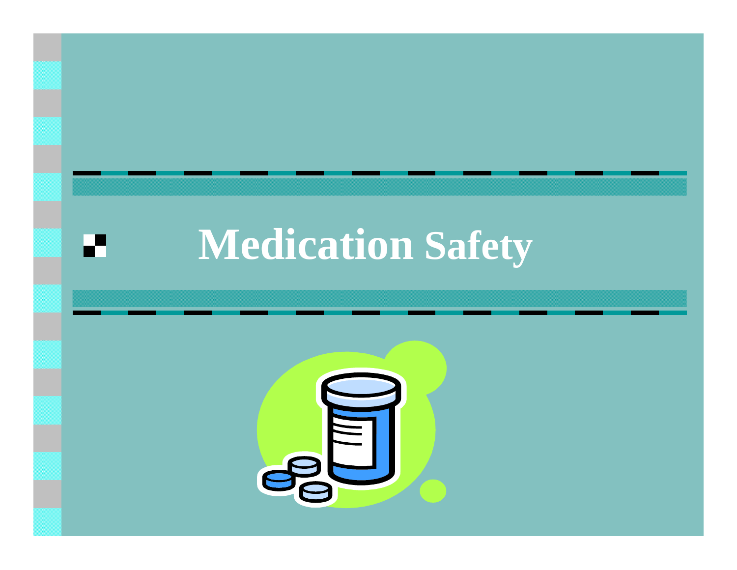# Medication Safety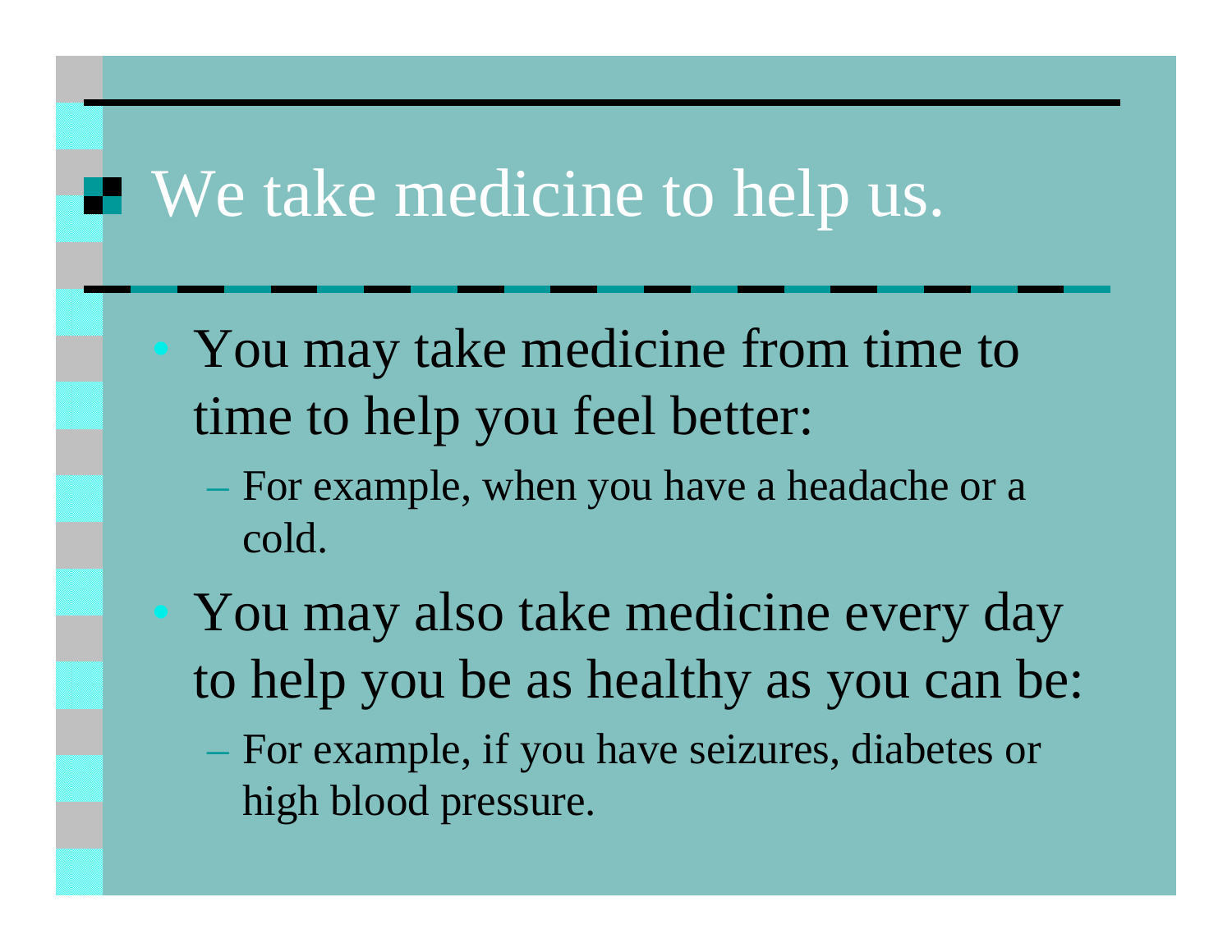# We take medicine to help us.

- You may take medicine from time to time to help you feel better:
  - For example, when you have a headache or a cold.
- You may also take medicine every day to help you be as healthy as you can be:
  - For example, if you have seizures, diabetes or high blood pressure.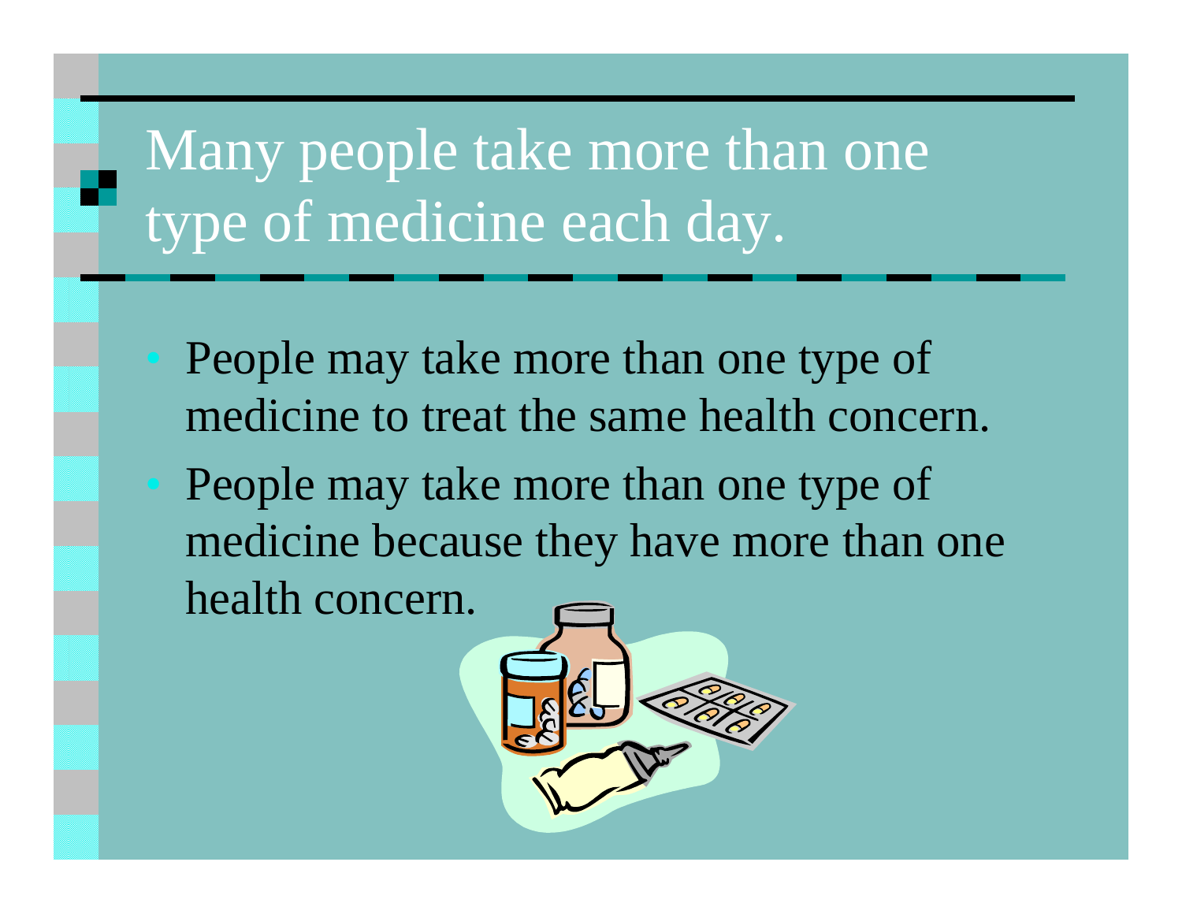# Many people take more than one type of medicine each day.

- People may take more than one type of medicine to treat the same health concern.
- People may take more than one type of medicine because they have more than one health concern.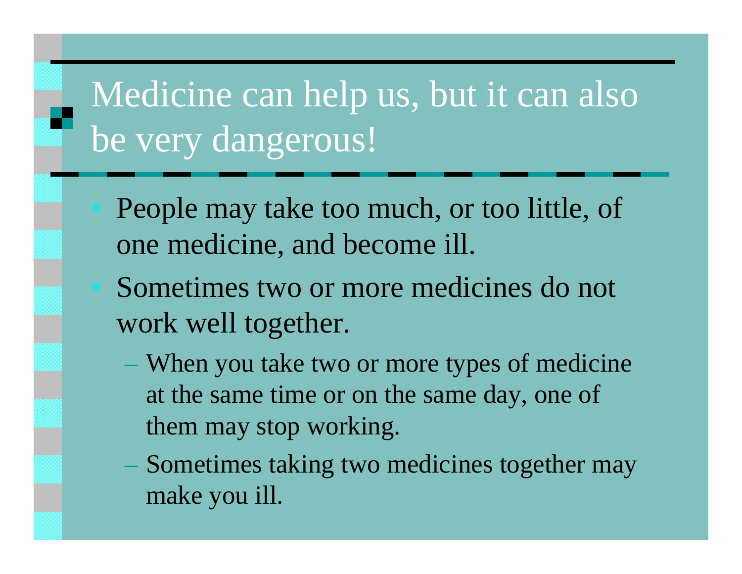# Medicine can help us, but it can also be very dangerous!

- People may take too much, or too little, of one medicine, and become ill.
- Sometimes two or more medicines do not work well together.
  - When you take two or more types of medicine at the same time or on the same day, one of them may stop working.
  - Sometimes taking two medicines together may make you ill.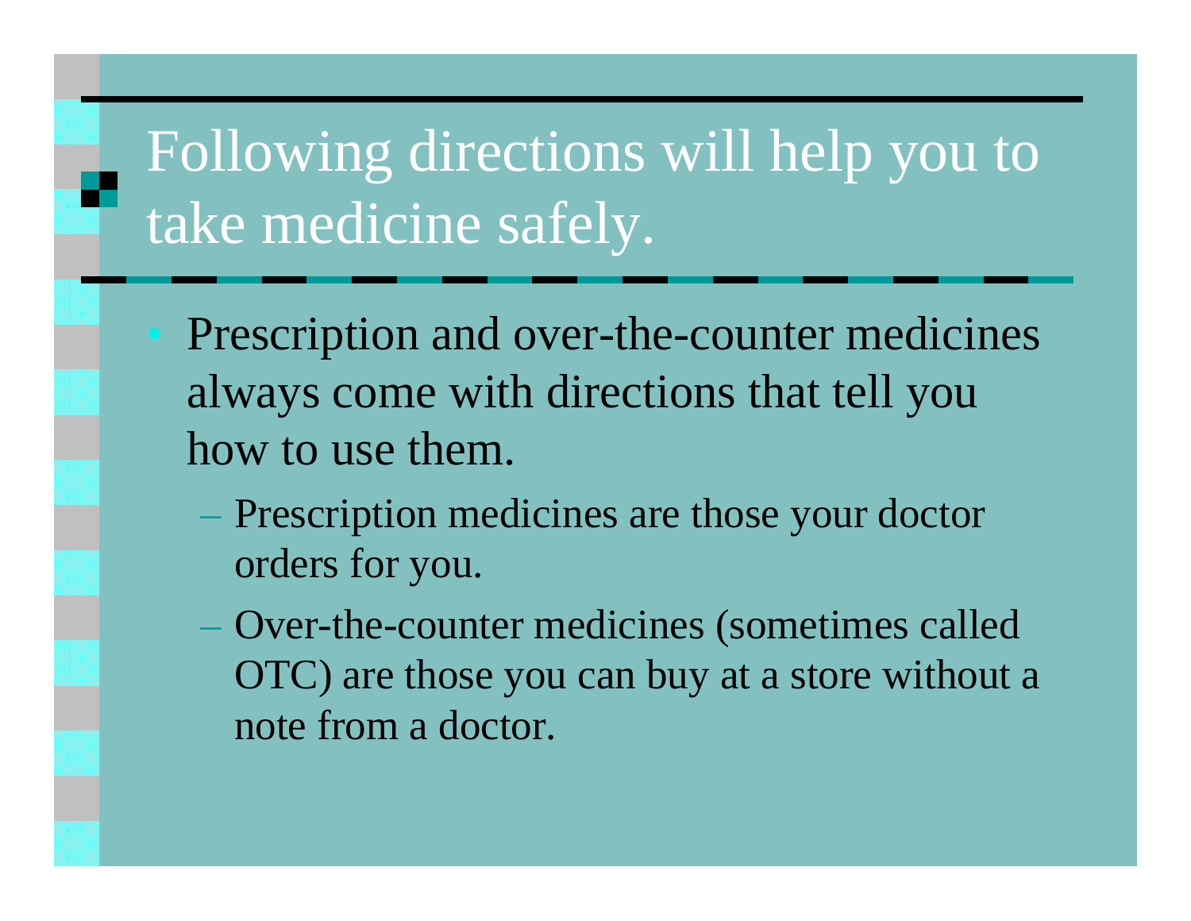# Following directions will help you to take medicine safely.

- Prescription and over-the-counter medicines always come with directions that tell you how to use them.
  - Prescription medicines are those your doctor orders for you.
  - Over-the-counter medicines (sometimes called OTC) are those you can buy at a store without a note from a doctor.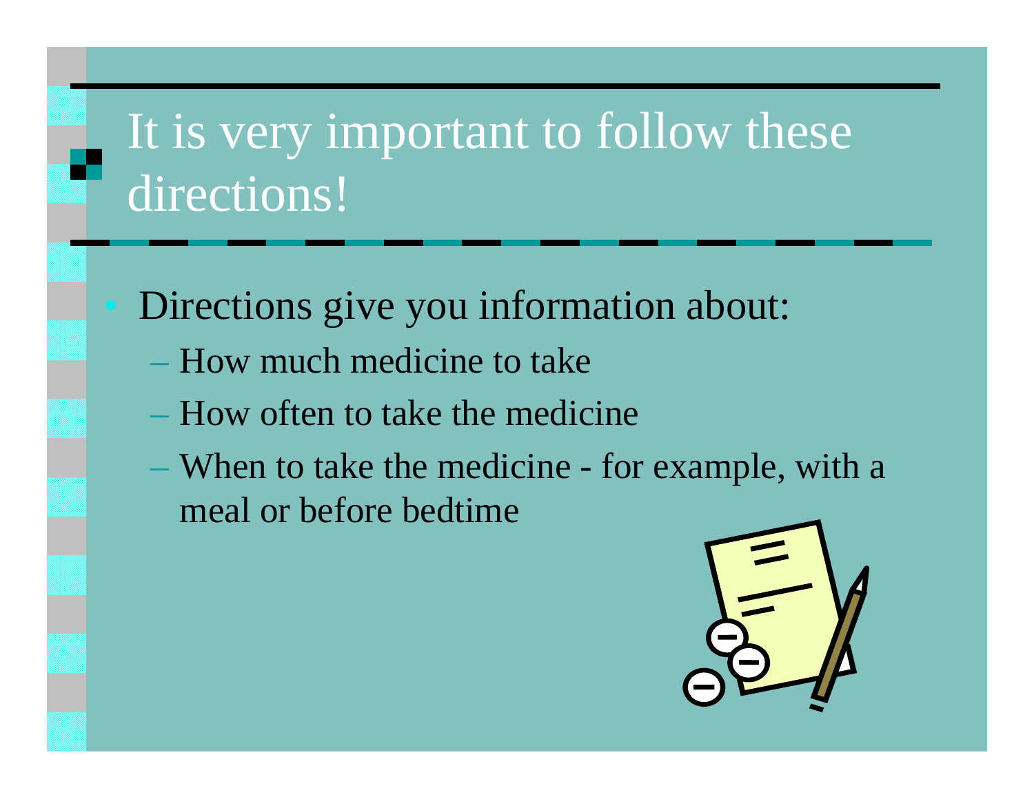# It is very important to follow these directions!

- Directions give you information about:
  - How much medicine to take
  - How often to take the medicine
  - When to take the medicine - for example, with a meal or before bedtime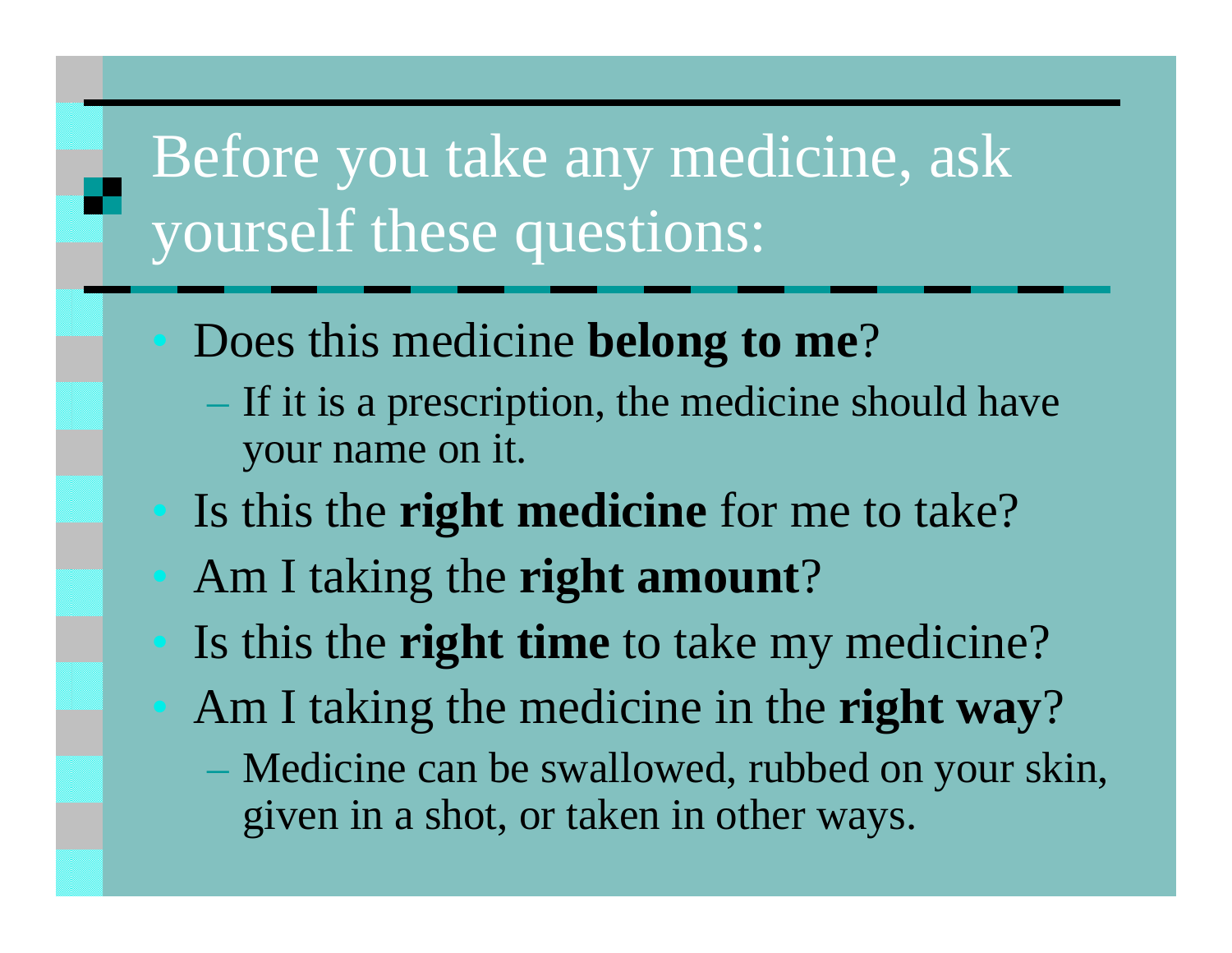# Before you take any medicine, ask yourself these questions:

- Does this medicine **belong to me**?
  - If it is a prescription, the medicine should have your name on it.
- Is this the **right medicine** for me to take?
- Am I taking the **right amount**?
- Is this the **right time** to take my medicine?
- Am I taking the medicine in the **right way**?
  - Medicine can be swallowed, rubbed on your skin, given in a shot, or taken in other ways.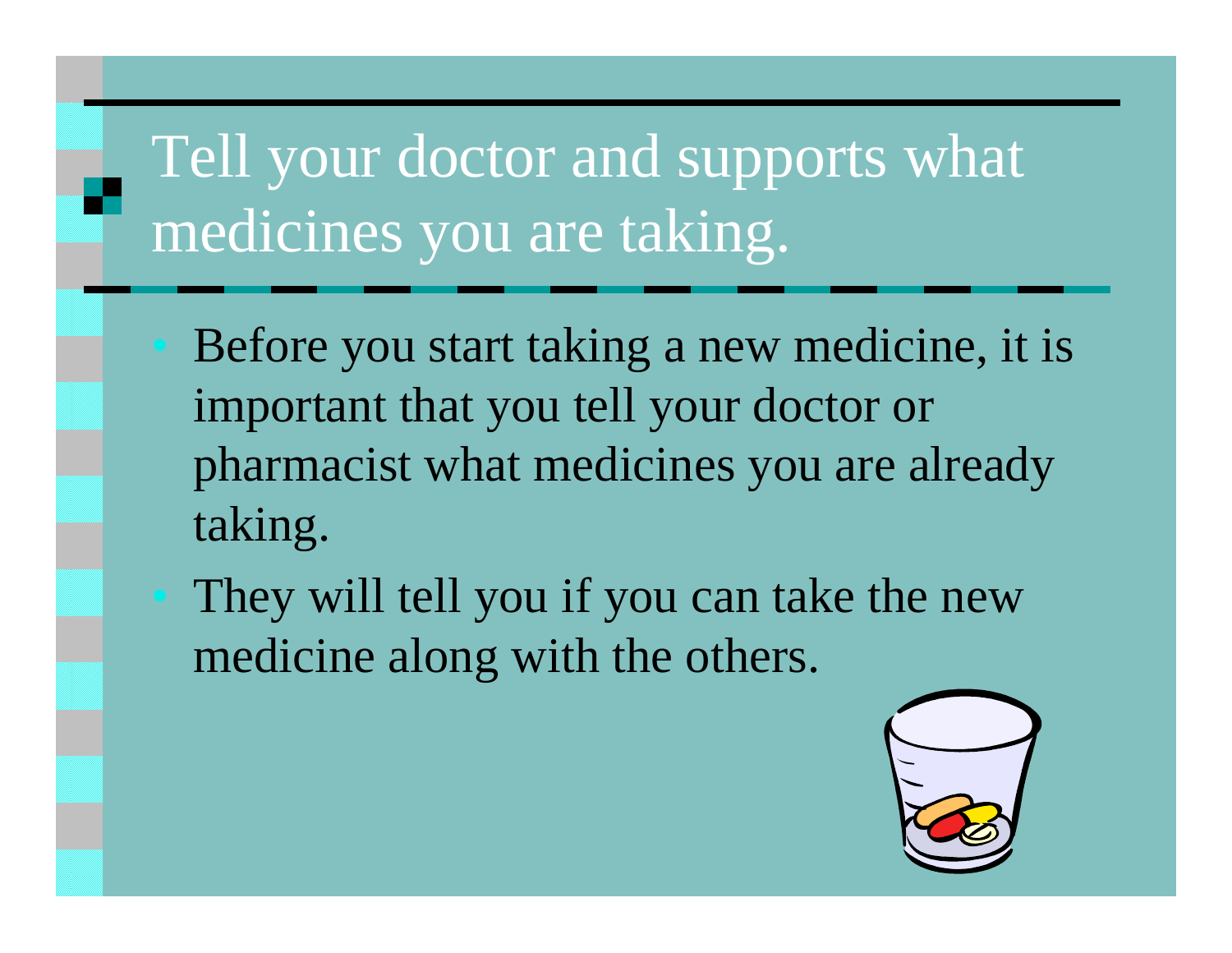# Tell your doctor and supports what medicines you are taking.

- Before you start taking a new medicine, it is important that you tell your doctor or pharmacist what medicines you are already taking.
- They will tell you if you can take the new medicine along with the others.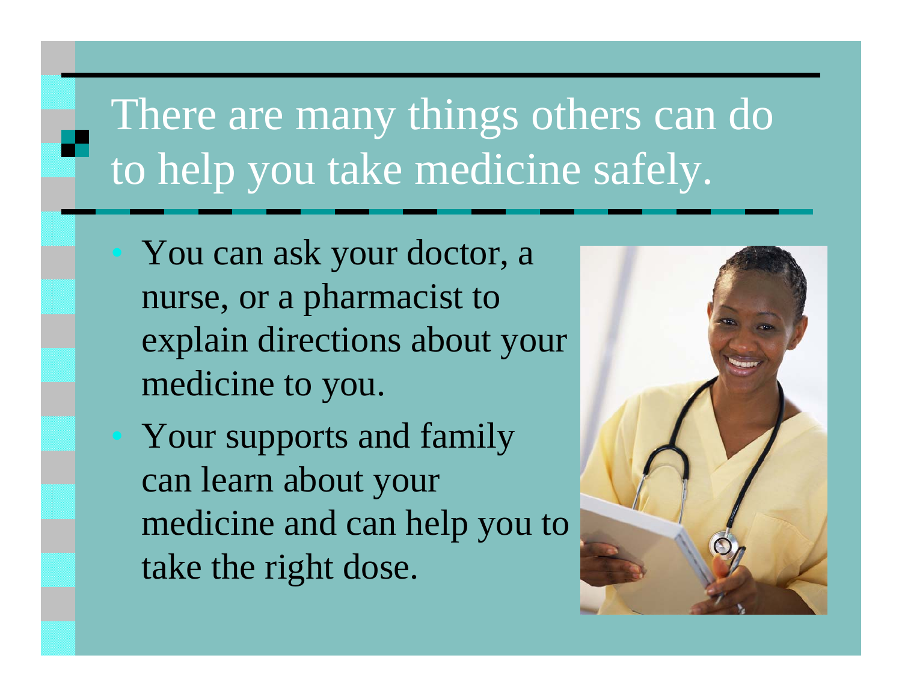# There are many things others can do to help you take medicine safely.

- You can ask your doctor, a nurse, or a pharmacist to explain directions about your medicine to you.
- Your supports and family can learn about your medicine and can help you to take the right dose.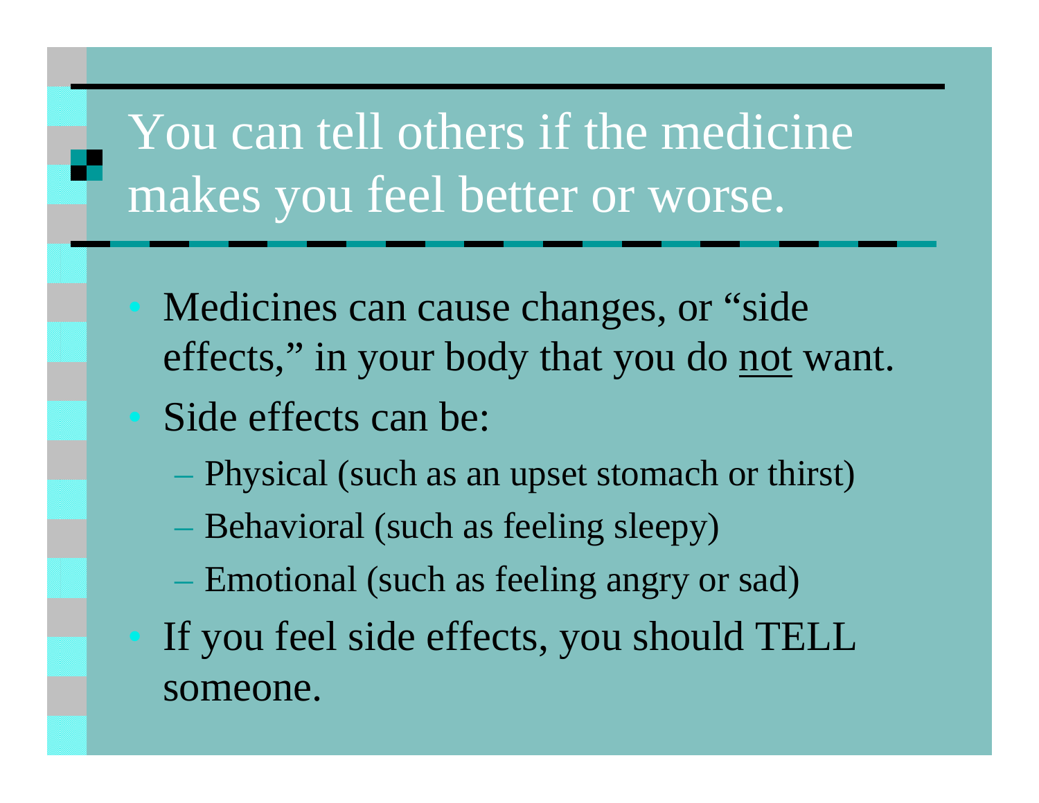# You can tell others if the medicine makes you feel better or worse.

- Medicines can cause changes, or "side effects," in your body that you do <u>not</u> want.
- Side effects can be:
  - Physical (such as an upset stomach or thirst)
  - Behavioral (such as feeling sleepy)
  - Emotional (such as feeling angry or sad)
- If you feel side effects, you should TELL someone.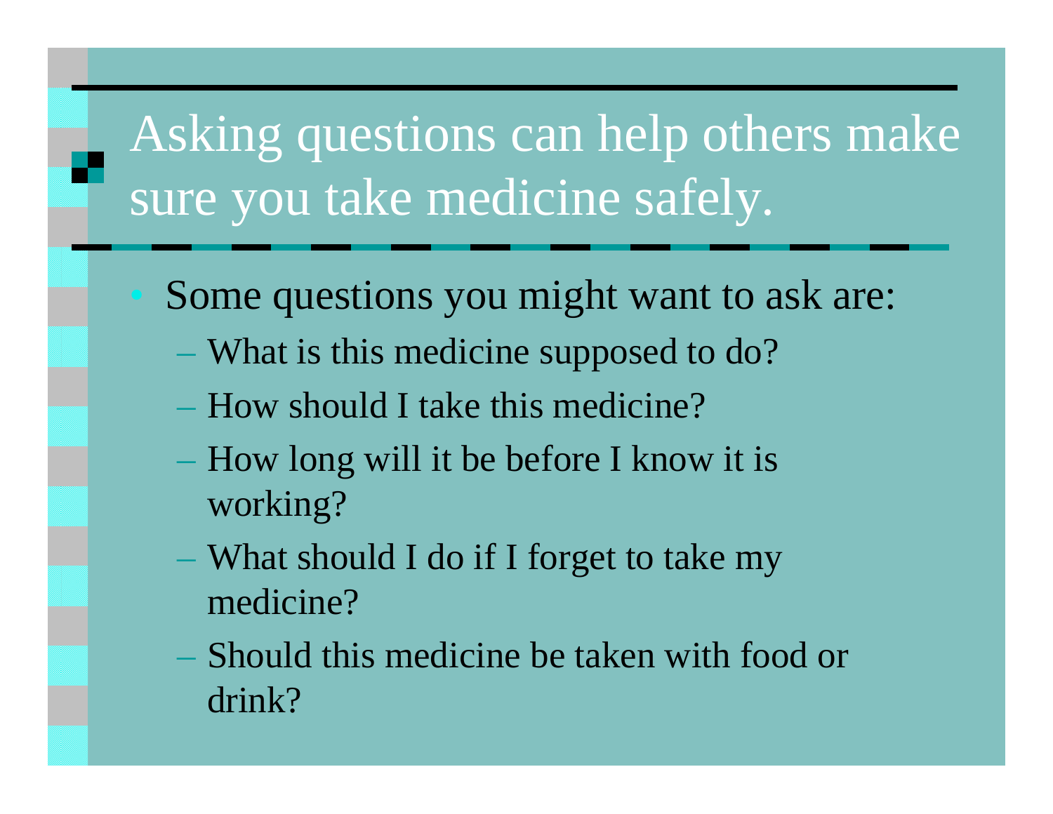# Asking questions can help others make sure you take medicine safely.

- Some questions you might want to ask are:
  - What is this medicine supposed to do?
  - How should I take this medicine?
  - How long will it be before I know it is working?
  - What should I do if I forget to take my medicine?
  - Should this medicine be taken with food or drink?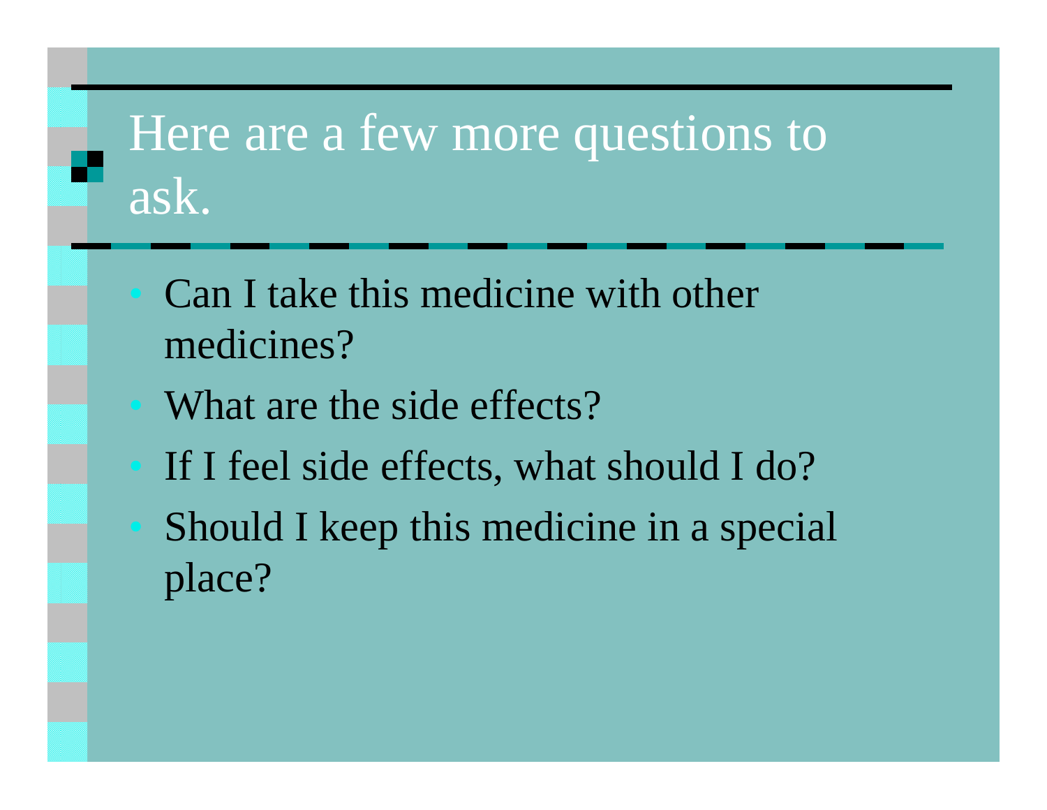# Here are a few more questions to ask.

- Can I take this medicine with other medicines?
- What are the side effects?
- If I feel side effects, what should I do?
- Should I keep this medicine in a special place?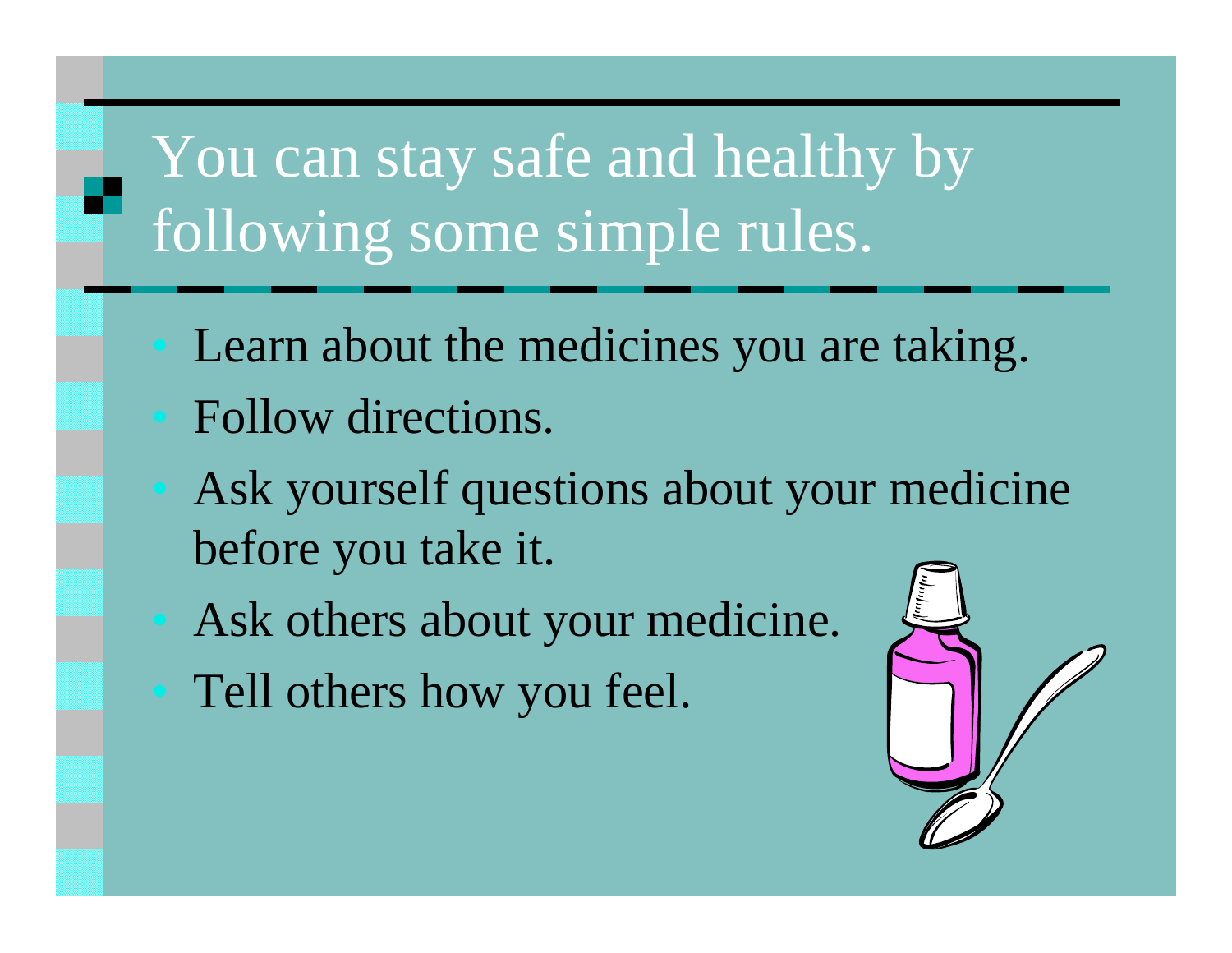# You can stay safe and healthy by following some simple rules.

- Learn about the medicines you are taking.
- Follow directions.
- Ask yourself questions about your medicine before you take it.
- Ask others about your medicine.
- Tell others how you feel.